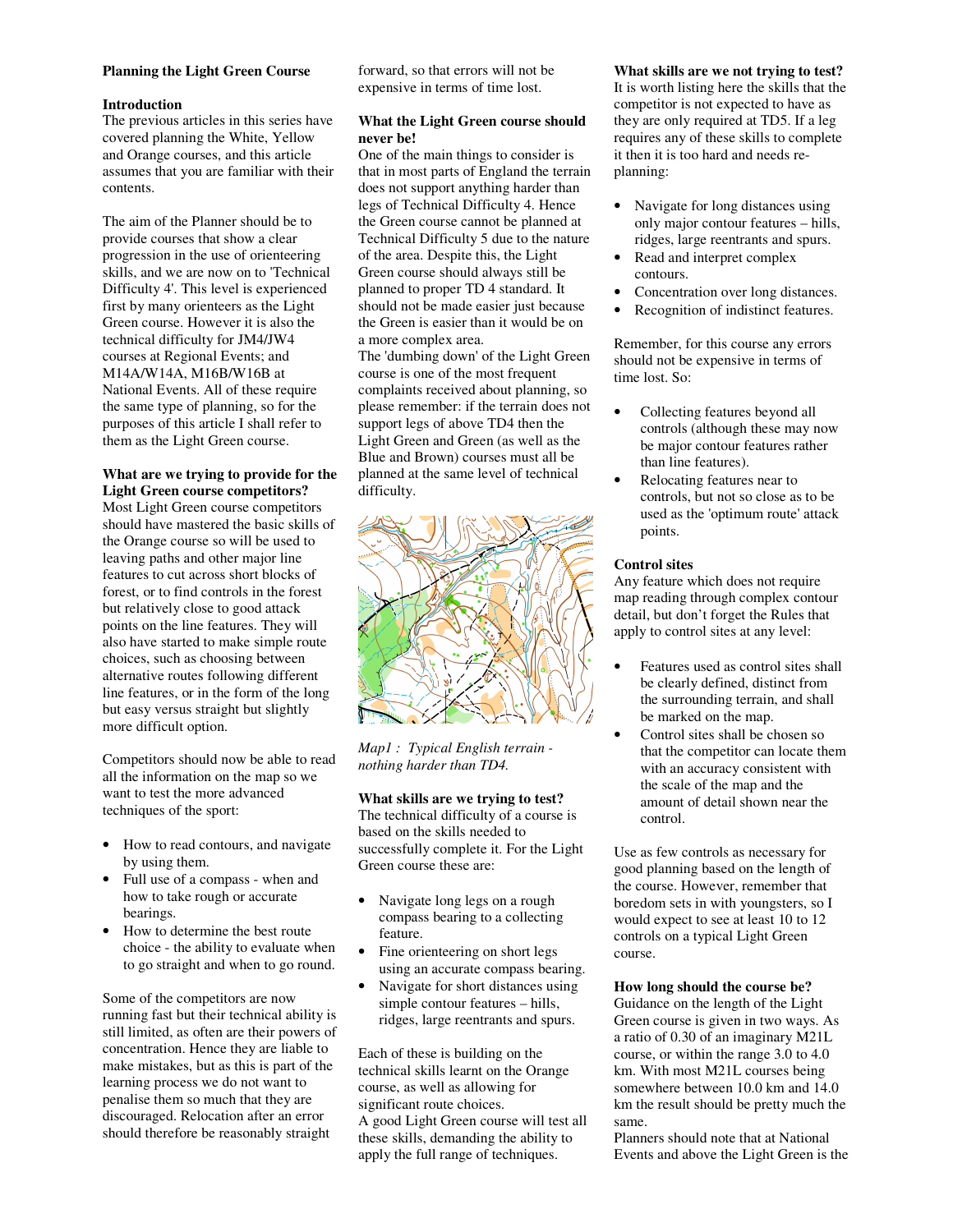**Planning the Light Green Course**

**Introduction**

The previous articles in this series have covered planning the White, Yellow and Orange courses, and this article assumes that you are familiar with their contents.

The aim of the Planner should be to provide courses that show a clear progression in the use of orienteering skills, and we are now on to 'Technical Difficulty 4'. This level is experienced first by many orienteers as the Light Green course. However it is also the technical difficulty for JM4/JW4 courses at Regional Events; and M14A/W14A, M16B/W16B at National Events. All of these require the same type of planning, so for the purposes of this article I shall refer to them as the Light Green course.

**What are we trying to provide for the Light Green course competitors?**

Most Light Green course competitors should have mastered the basic skills of the Orange course so will be used to leaving paths and other major line features to cut across short blocks of forest, or to find controls in the forest but relatively close to good attack points on the line features. They will also have started to make simple route choices, such as choosing between alternative routes following different line features, or in the form of the long but easy versus straight but slightly more difficult option.

Competitors should now be able to read all the information on the map so we want to test the more advanced techniques of the sport:

- How to read contours, and navigate by using them.
- Full use of a compass - when and how to take rough or accurate bearings.
- How to determine the best route choice - the ability to evaluate when to go straight and when to go round.

Some of the competitors are now running fast but their technical ability is still limited, as often are their powers of concentration. Hence they are liable to make mistakes, but as this is part of the learning process we do not want to penalise them so much that they are discouraged. Relocation after an error should therefore be reasonably straight forward, so that errors will not be expensive in terms of time lost.

**What the Light Green course should never be!**

One of the main things to consider is that in most parts of England the terrain does not support anything harder than legs of Technical Difficulty 4. Hence the Green course cannot be planned at Technical Difficulty 5 due to the nature of the area. Despite this, the Light Green course should always still be planned to proper TD 4 standard. It should not be made easier just because the Green is easier than it would be on a more complex area.

The 'dumbing down' of the Light Green course is one of the most frequent complaints received about planning, so please remember: if the terrain does not support legs of above TD4 then the Light Green and Green (as well as the Blue and Brown) courses must all be planned at the same level of technical difficulty.

*Map1 : Typical English terrain - nothing harder than TD4.*

**What skills are we trying to test?**

The technical difficulty of a course is based on the skills needed to successfully complete it. For the Light Green course these are:

- Navigate long legs on a rough compass bearing to a collecting feature.
- Fine orienteering on short legs using an accurate compass bearing.
- Navigate for short distances using simple contour features – hills, ridges, large reentrants and spurs.

Each of these is building on the technical skills learnt on the Orange course, as well as allowing for significant route choices.

A good Light Green course will test all these skills, demanding the ability to apply the full range of techniques.

**What skills are we not trying to test?**

It is worth listing here the skills that the competitor is not expected to have as they are only required at TD5. If a leg requires any of these skills to complete it then it is too hard and needs re-planning:

- Navigate for long distances using only major contour features – hills, ridges, large reentrants and spurs.
- Read and interpret complex contours.
- Concentration over long distances.
- Recognition of indistinct features.

Remember, for this course any errors should not be expensive in terms of time lost. So:

- Collecting features beyond all controls (although these may now be major contour features rather than line features).
- Relocating features near to controls, but not so close as to be used as the 'optimum route' attack points.

**Control sites**

Any feature which does not require map reading through complex contour detail, but don't forget the Rules that apply to control sites at any level:

- Features used as control sites shall be clearly defined, distinct from the surrounding terrain, and shall be marked on the map.
- Control sites shall be chosen so that the competitor can locate them with an accuracy consistent with the scale of the map and the amount of detail shown near the control.

Use as few controls as necessary for good planning based on the length of the course. However, remember that boredom sets in with youngsters, so I would expect to see at least 10 to 12 controls on a typical Light Green course.

**How long should the course be?**

Guidance on the length of the Light Green course is given in two ways. As a ratio of 0.30 of an imaginary M21L course, or within the range 3.0 to 4.0 km. With most M21L courses being somewhere between 10.0 km and 14.0 km the result should be pretty much the same.

Planners should note that at National Events and above the Light Green is the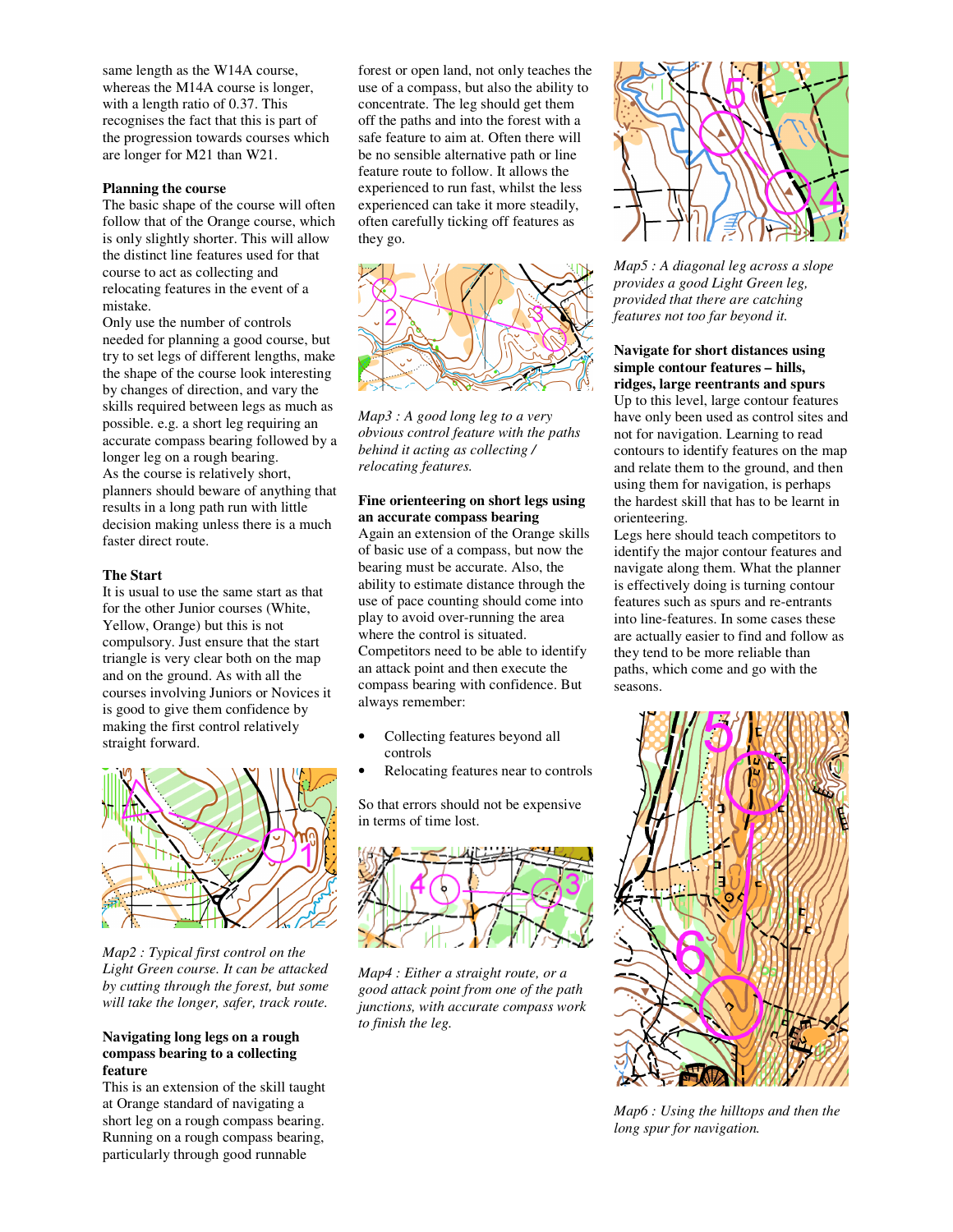same length as the W14A course, whereas the M14A course is longer, with a length ratio of 0.37. This recognises the fact that this is part of the progression towards courses which are longer for M21 than W21.

**Planning the course**

The basic shape of the course will often follow that of the Orange course, which is only slightly shorter. This will allow the distinct line features used for that course to act as collecting and relocating features in the event of a mistake.

Only use the number of controls needed for planning a good course, but try to set legs of different lengths, make the shape of the course look interesting by changes of direction, and vary the skills required between legs as much as possible. e.g. a short leg requiring an accurate compass bearing followed by a longer leg on a rough bearing.

As the course is relatively short, planners should beware of anything that results in a long path run with little decision making unless there is a much faster direct route.

**The Start**

It is usual to use the same start as that for the other Junior courses (White, Yellow, Orange) but this is not compulsory. Just ensure that the start triangle is very clear both on the map and on the ground. As with all the courses involving Juniors or Novices it is good to give them confidence by making the first control relatively straight forward.

*Map2 : Typical first control on the Light Green course. It can be attacked by cutting through the forest, but some will take the longer, safer, track route.*

**Navigating long legs on a rough compass bearing to a collecting feature**

This is an extension of the skill taught at Orange standard of navigating a short leg on a rough compass bearing. Running on a rough compass bearing, particularly through good runnable forest or open land, not only teaches the use of a compass, but also the ability to concentrate. The leg should get them off the paths and into the forest with a safe feature to aim at. Often there will be no sensible alternative path or line feature route to follow. It allows the experienced to run fast, whilst the less experienced can take it more steadily, often carefully ticking off features as they go.

*Map3 : A good long leg to a very obvious control feature with the paths behind it acting as collecting / relocating features.*

**Fine orienteering on short legs using an accurate compass bearing**

Again an extension of the Orange skills of basic use of a compass, but now the bearing must be accurate. Also, the ability to estimate distance through the use of pace counting should come into play to avoid over-running the area where the control is situated.

Competitors need to be able to identify an attack point and then execute the compass bearing with confidence. But always remember:

- Collecting features beyond all controls
- Relocating features near to controls

So that errors should not be expensive in terms of time lost.

*Map4 : Either a straight route, or a good attack point from one of the path junctions, with accurate compass work to finish the leg.*

*Map5 : A diagonal leg across a slope provides a good Light Green leg, provided that there are catching features not too far beyond it.*

**Navigate for short distances using simple contour features – hills, ridges, large reentrants and spurs**

Up to this level, large contour features have only been used as control sites and not for navigation. Learning to read contours to identify features on the map and relate them to the ground, and then using them for navigation, is perhaps the hardest skill that has to be learnt in orienteering.

Legs here should teach competitors to identify the major contour features and navigate along them. What the planner is effectively doing is turning contour features such as spurs and re-entrants into line-features. In some cases these are actually easier to find and follow as they tend to be more reliable than paths, which come and go with the seasons.

*Map6 : Using the hilltops and then the long spur for navigation.*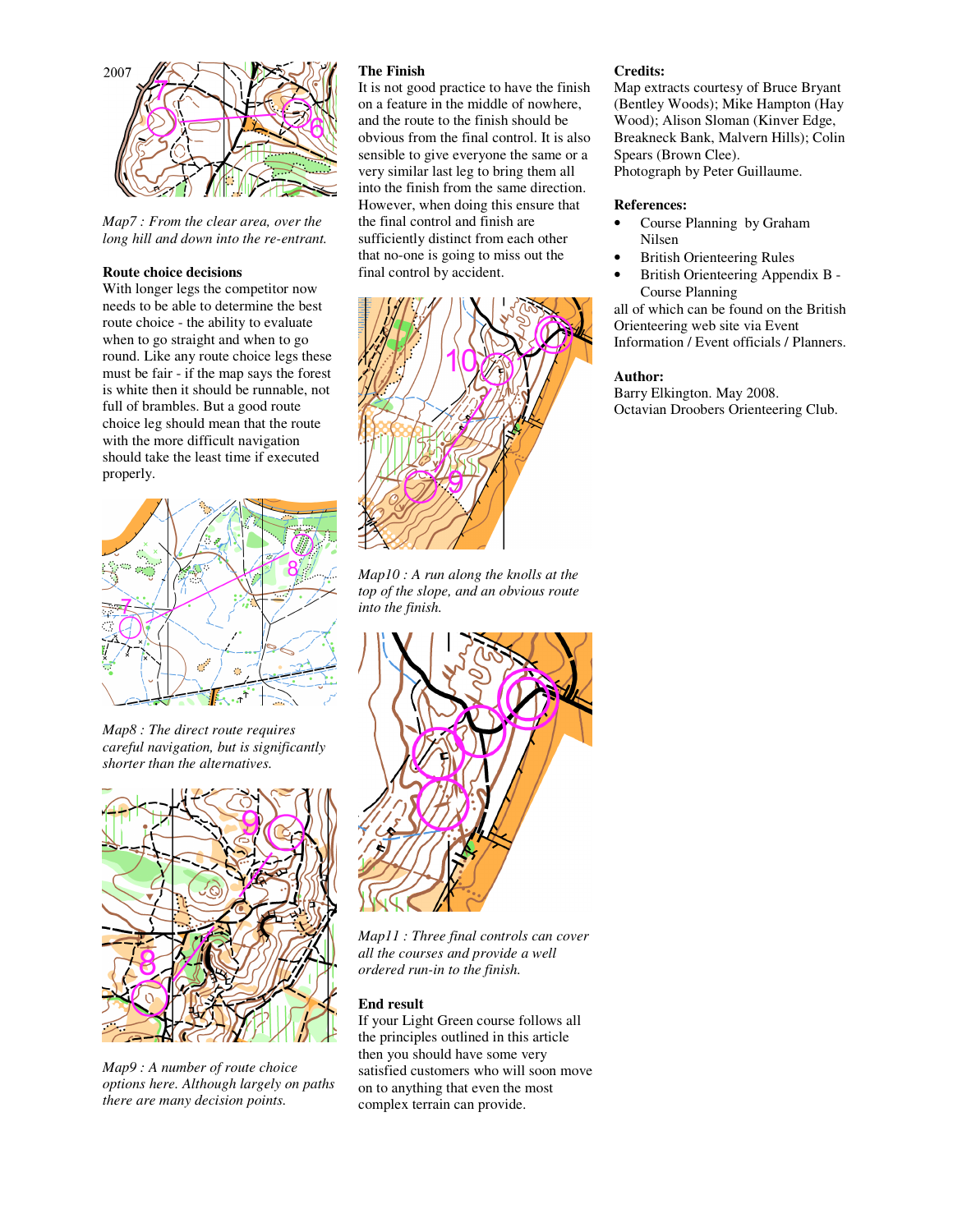2007

*Map7 : From the clear area, over the long hill and down into the re-entrant.*

**Route choice decisions**

With longer legs the competitor now needs to be able to determine the best route choice - the ability to evaluate when to go straight and when to go round. Like any route choice legs these must be fair - if the map says the forest is white then it should be runnable, not full of brambles. But a good route choice leg should mean that the route with the more difficult navigation should take the least time if executed properly.

*Map8 : The direct route requires careful navigation, but is significantly shorter than the alternatives.*

*Map9 : A number of route choice options here. Although largely on paths there are many decision points.*

**The Finish**

It is not good practice to have the finish on a feature in the middle of nowhere, and the route to the finish should be obvious from the final control. It is also sensible to give everyone the same or a very similar last leg to bring them all into the finish from the same direction. However, when doing this ensure that the final control and finish are sufficiently distinct from each other that no-one is going to miss out the final control by accident.

*Map10 : A run along the knolls at the top of the slope, and an obvious route into the finish.*

*Map11 : Three final controls can cover all the courses and provide a well ordered run-in to the finish.*

**End result**

If your Light Green course follows all the principles outlined in this article then you should have some very satisfied customers who will soon move on to anything that even the most complex terrain can provide.

**Credits:**

Map extracts courtesy of Bruce Bryant (Bentley Woods); Mike Hampton (Hay Wood); Alison Sloman (Kinver Edge, Breakneck Bank, Malvern Hills); Colin Spears (Brown Clee).
Photograph by Peter Guillaume.

**References:**

- Course Planning by Graham Nilsen
- British Orienteering Rules
- British Orienteering Appendix B - Course Planning

all of which can be found on the British Orienteering web site via Event Information / Event officials / Planners.

**Author:**

Barry Elkington. May 2008.
Octavian Droobers Orienteering Club.